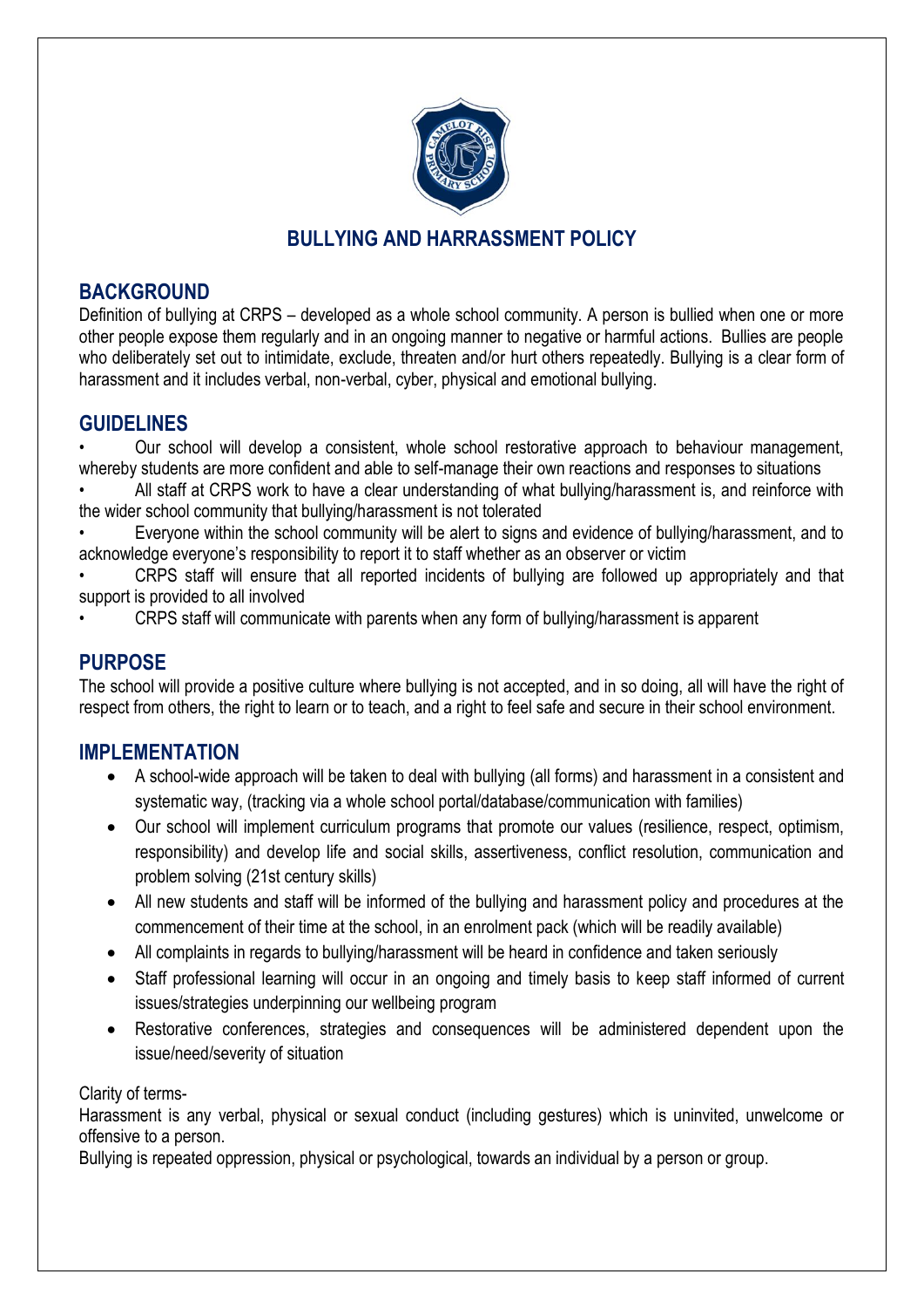# BULLYING AND HARRASSMENT POLICY

## BACKGROUND

Definition of bullying at CRPS – developed as a whole school community. A person is bullied when one or more other people expose them regularly and in an ongoing manner to negative or harmful actions. Bullies are people who deliberately set out to intimidate, exclude, threaten and/or hurt others repeatedly. Bullying is a clear form of harassment and it includes verbal, non-verbal, cyber, physical and emotional bullying.

## GUIDELINES

- Our school will develop a consistent, whole school restorative approach to behaviour management, whereby students are more confident and able to self-manage their own reactions and responses to situations
- All staff at CRPS work to have a clear understanding of what bullying/harassment is, and reinforce with the wider school community that bullying/harassment is not tolerated
- Everyone within the school community will be alert to signs and evidence of bullying/harassment, and to acknowledge everyone's responsibility to report it to staff whether as an observer or victim
- CRPS staff will ensure that all reported incidents of bullying are followed up appropriately and that support is provided to all involved
- CRPS staff will communicate with parents when any form of bullying/harassment is apparent

## PURPOSE

The school will provide a positive culture where bullying is not accepted, and in so doing, all will have the right of respect from others, the right to learn or to teach, and a right to feel safe and secure in their school environment.

## IMPLEMENTATION

- A school-wide approach will be taken to deal with bullying (all forms) and harassment in a consistent and systematic way, (tracking via a whole school portal/database/communication with families)
- Our school will implement curriculum programs that promote our values (resilience, respect, optimism, responsibility) and develop life and social skills, assertiveness, conflict resolution, communication and problem solving (21st century skills)
- All new students and staff will be informed of the bullying and harassment policy and procedures at the commencement of their time at the school, in an enrolment pack (which will be readily available)
- All complaints in regards to bullying/harassment will be heard in confidence and taken seriously
- Staff professional learning will occur in an ongoing and timely basis to keep staff informed of current issues/strategies underpinning our wellbeing program
- Restorative conferences, strategies and consequences will be administered dependent upon the issue/need/severity of situation

Clarity of terms-

Harassment is any verbal, physical or sexual conduct (including gestures) which is uninvited, unwelcome or offensive to a person.

Bullying is repeated oppression, physical or psychological, towards an individual by a person or group.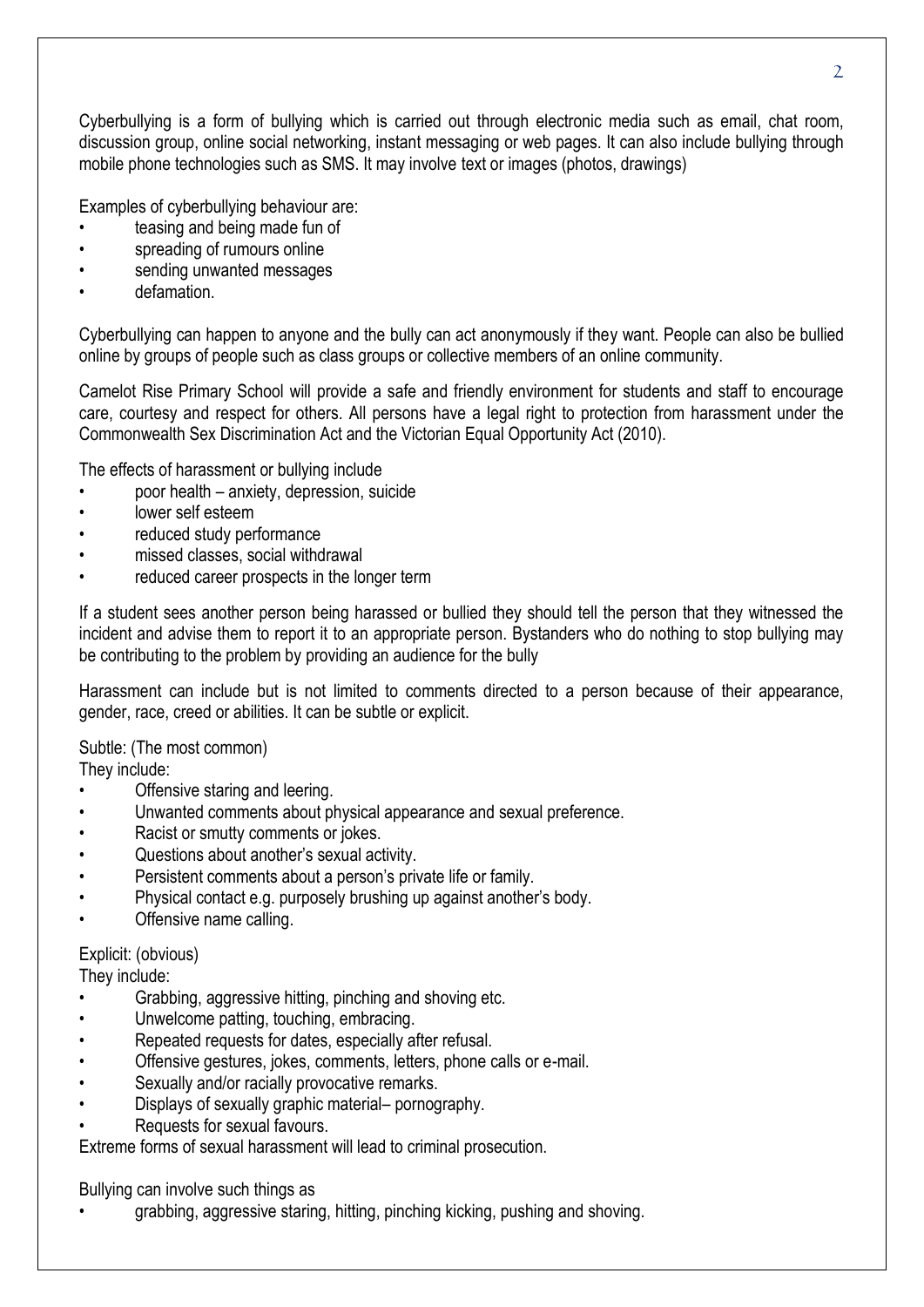Cyberbullying is a form of bullying which is carried out through electronic media such as email, chat room, discussion group, online social networking, instant messaging or web pages. It can also include bullying through mobile phone technologies such as SMS. It may involve text or images (photos, drawings)

Examples of cyberbullying behaviour are:

- teasing and being made fun of
- spreading of rumours online
- sending unwanted messages
- defamation.

Cyberbullying can happen to anyone and the bully can act anonymously if they want. People can also be bullied online by groups of people such as class groups or collective members of an online community.

Camelot Rise Primary School will provide a safe and friendly environment for students and staff to encourage care, courtesy and respect for others. All persons have a legal right to protection from harassment under the Commonwealth Sex Discrimination Act and the Victorian Equal Opportunity Act (2010).

The effects of harassment or bullying include

- poor health – anxiety, depression, suicide
- lower self esteem
- reduced study performance
- missed classes, social withdrawal
- reduced career prospects in the longer term

If a student sees another person being harassed or bullied they should tell the person that they witnessed the incident and advise them to report it to an appropriate person. Bystanders who do nothing to stop bullying may be contributing to the problem by providing an audience for the bully

Harassment can include but is not limited to comments directed to a person because of their appearance, gender, race, creed or abilities. It can be subtle or explicit.

Subtle: (The most common)

They include:

- Offensive staring and leering.
- Unwanted comments about physical appearance and sexual preference.
- Racist or smutty comments or jokes.
- Questions about another's sexual activity.
- Persistent comments about a person's private life or family.
- Physical contact e.g. purposely brushing up against another's body.
- Offensive name calling.

Explicit: (obvious)

They include:

- Grabbing, aggressive hitting, pinching and shoving etc.
- Unwelcome patting, touching, embracing.
- Repeated requests for dates, especially after refusal.
- Offensive gestures, jokes, comments, letters, phone calls or e-mail.
- Sexually and/or racially provocative remarks.
- Displays of sexually graphic material– pornography.
- Requests for sexual favours.

Extreme forms of sexual harassment will lead to criminal prosecution.

Bullying can involve such things as

- grabbing, aggressive staring, hitting, pinching kicking, pushing and shoving.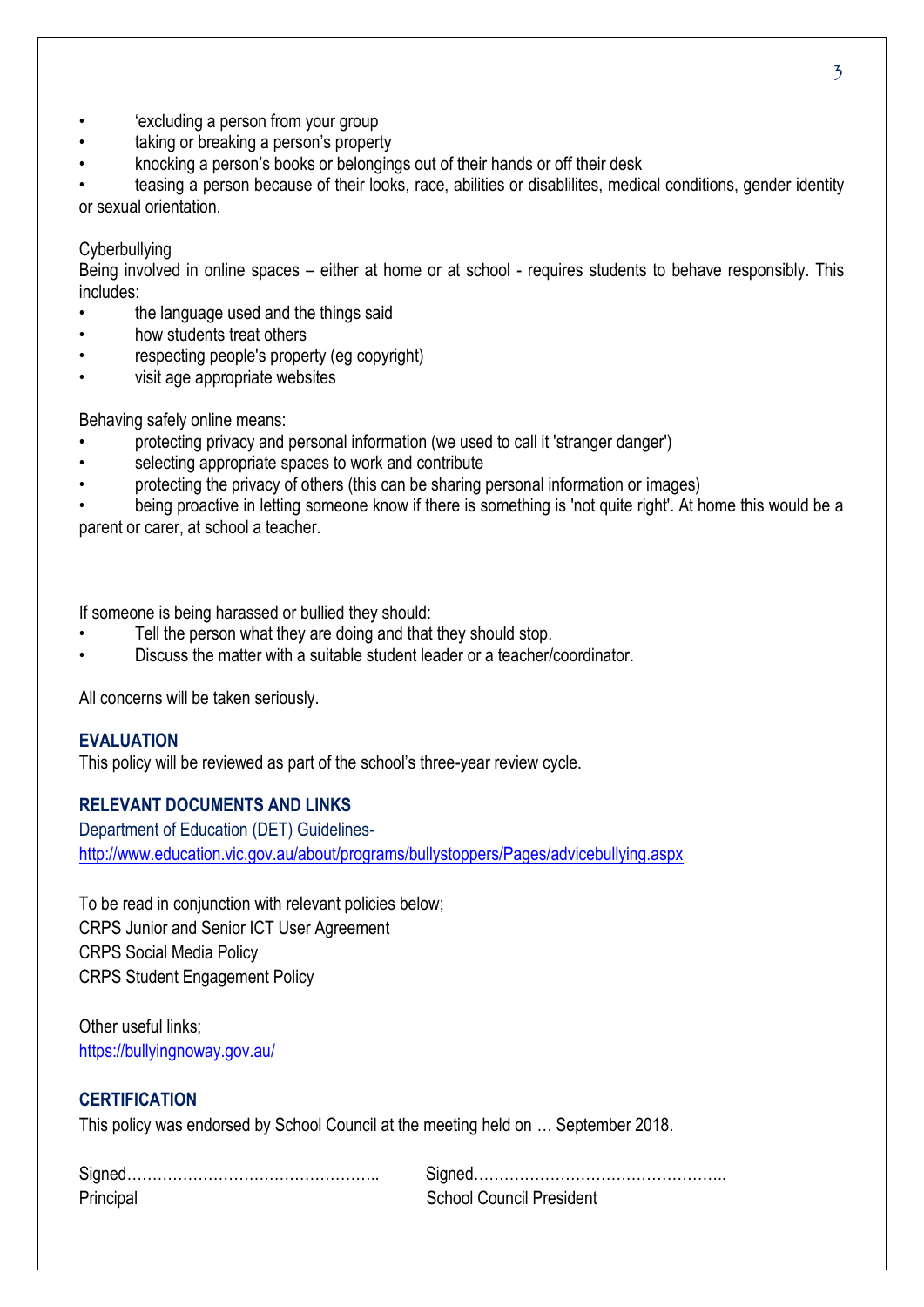- 'excluding a person from your group
- taking or breaking a person's property
- knocking a person's books or belongings out of their hands or off their desk
- teasing a person because of their looks, race, abilities or disablilites, medical conditions, gender identity or sexual orientation.

Cyberbullying

Being involved in online spaces – either at home or at school - requires students to behave responsibly. This includes:

- the language used and the things said
- how students treat others
- respecting people's property (eg copyright)
- visit age appropriate websites

Behaving safely online means:

- protecting privacy and personal information (we used to call it 'stranger danger')
- selecting appropriate spaces to work and contribute
- protecting the privacy of others (this can be sharing personal information or images)
- being proactive in letting someone know if there is something is 'not quite right'. At home this would be a parent or carer, at school a teacher.

If someone is being harassed or bullied they should:

- Tell the person what they are doing and that they should stop.
- Discuss the matter with a suitable student leader or a teacher/coordinator.

All concerns will be taken seriously.

## EVALUATION

This policy will be reviewed as part of the school's three-year review cycle.

## RELEVANT DOCUMENTS AND LINKS

Department of Education (DET) Guidelines-
http://www.education.vic.gov.au/about/programs/bullystoppers/Pages/advicebullying.aspx

To be read in conjunction with relevant policies below;
CRPS Junior and Senior ICT User Agreement
CRPS Social Media Policy
CRPS Student Engagement Policy

Other useful links;
https://bullyingnoway.gov.au/

## CERTIFICATION

This policy was endorsed by School Council at the meeting held on … September 2018.

Signed…………………………………………..
Principal

Signed…………………………………………..
School Council President